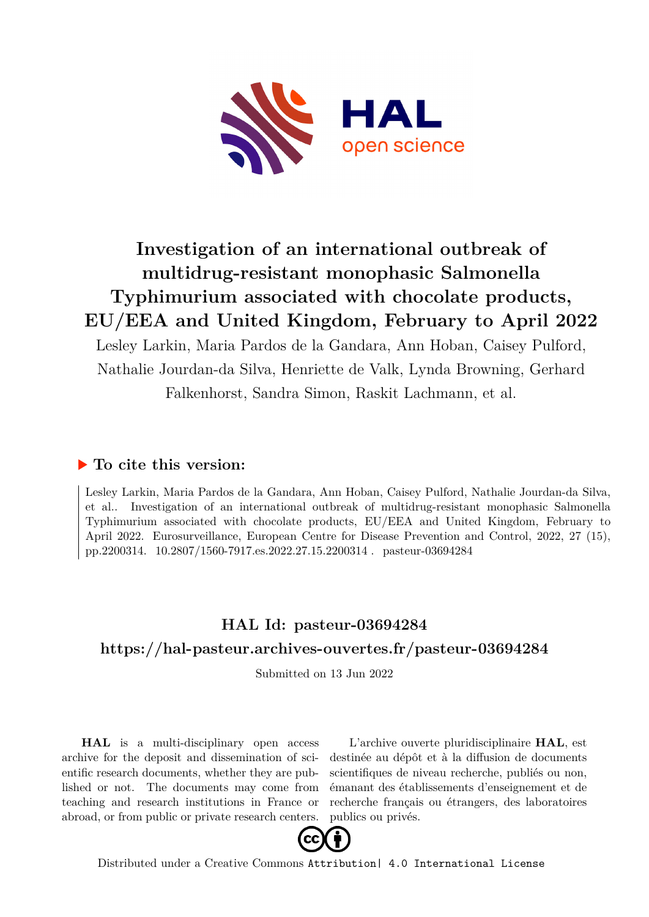# Investigation of an international outbreak of multidrug-resistant monophasic Salmonella Typhimurium associated with chocolate products, EU/EEA and United Kingdom, February to April 2022

Lesley Larkin, Maria Pardos de la Gandara, Ann Hoban, Caisey Pulford, Nathalie Jourdan-da Silva, Henriette de Valk, Lynda Browning, Gerhard Falkenhorst, Sandra Simon, Raskit Lachmann, et al.

## ▶ To cite this version:

Lesley Larkin, Maria Pardos de la Gandara, Ann Hoban, Caisey Pulford, Nathalie Jourdan-da Silva, et al.. Investigation of an international outbreak of multidrug-resistant monophasic Salmonella Typhimurium associated with chocolate products, EU/EEA and United Kingdom, February to April 2022. Eurosurveillance, European Centre for Disease Prevention and Control, 2022, 27 (15), pp.2200314. 10.2807/1560-7917.es.2022.27.15.2200314 . pasteur-03694284

## HAL Id: pasteur-03694284

## https://hal-pasteur.archives-ouvertes.fr/pasteur-03694284

Submitted on 13 Jun 2022

**HAL** is a multi-disciplinary open access archive for the deposit and dissemination of scientific research documents, whether they are published or not. The documents may come from teaching and research institutions in France or abroad, or from public or private research centers.

L'archive ouverte pluridisciplinaire **HAL**, est destinée au dépôt et à la diffusion de documents scientifiques de niveau recherche, publiés ou non, émanant des établissements d'enseignement et de recherche français ou étrangers, des laboratoires publics ou privés.

Distributed under a Creative Commons Attribution| 4.0 International License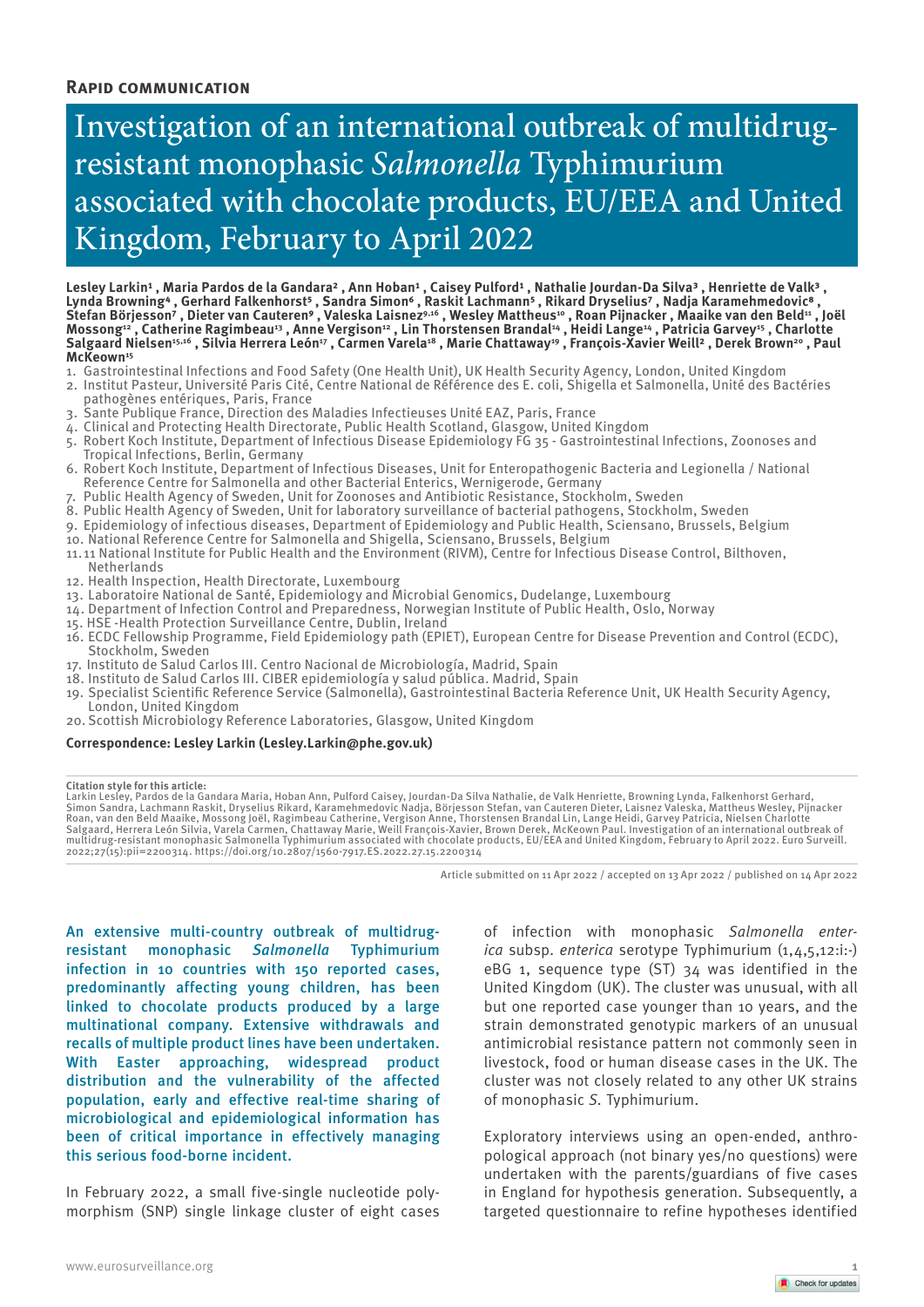**Rapid communication**

# Investigation of an international outbreak of multidrug-resistant monophasic *Salmonella* Typhimurium associated with chocolate products, EU/EEA and United Kingdom, February to April 2022

**Lesley Larkin[1], Maria Pardos de la Gandara[2], Ann Hoban[1], Caisey Pulford[1], Nathalie Jourdan-Da Silva[3], Henriette de Valk[3], Lynda Browning[4], Gerhard Falkenhorst[5], Sandra Simon[6], Raskit Lachmann[5], Rikard Dryselius[7], Nadja Karamehmedovic[8], Stefan Börjesson[7], Dieter van Cauteren[9], Valeska Laisnez[9,16], Wesley Mattheus[10], Roan Pijnacker, Maaike van den Beld[11], Joël Mossong[12], Catherine Ragimbeau[13], Anne Vergison[12], Lin Thorstensen Brandal[14], Heidi Lange[14], Patricia Garvey[15], Charlotte Salgaard Nielsen[15,16], Silvia Herrera León[17], Carmen Varela[18], Marie Chattaway[19], François-Xavier Weill[2], Derek Brown[20], Paul McKeown[15]**

1. Gastrointestinal Infections and Food Safety (One Health Unit), UK Health Security Agency, London, United Kingdom
2. Institut Pasteur, Université Paris Cité, Centre National de Référence des E. coli, Shigella et Salmonella, Unité des Bactéries pathogènes entériques, Paris, France
3. Sante Publique France, Direction des Maladies Infectieuses Unité EAZ, Paris, France
4. Clinical and Protecting Health Directorate, Public Health Scotland, Glasgow, United Kingdom
5. Robert Koch Institute, Department of Infectious Disease Epidemiology FG 35 - Gastrointestinal Infections, Zoonoses and Tropical Infections, Berlin, Germany
6. Robert Koch Institute, Department of Infectious Diseases, Unit for Enteropathogenic Bacteria and Legionella / National Reference Centre for Salmonella and other Bacterial Enterics, Wernigerode, Germany
7. Public Health Agency of Sweden, Unit for Zoonoses and Antibiotic Resistance, Stockholm, Sweden
8. Public Health Agency of Sweden, Unit for laboratory surveillance of bacterial pathogens, Stockholm, Sweden
9. Epidemiology of infectious diseases, Department of Epidemiology and Public Health, Sciensano, Brussels, Belgium
10. National Reference Centre for Salmonella and Shigella, Sciensano, Brussels, Belgium
11. 11 National Institute for Public Health and the Environment (RIVM), Centre for Infectious Disease Control, Bilthoven, Netherlands
12. Health Inspection, Health Directorate, Luxembourg
13. Laboratoire National de Santé, Epidemiology and Microbial Genomics, Dudelange, Luxembourg
14. Department of Infection Control and Preparedness, Norwegian Institute of Public Health, Oslo, Norway
15. HSE -Health Protection Surveillance Centre, Dublin, Ireland
16. ECDC Fellowship Programme, Field Epidemiology path (EPIET), European Centre for Disease Prevention and Control (ECDC), Stockholm, Sweden
17. Instituto de Salud Carlos III. Centro Nacional de Microbiología, Madrid, Spain
18. Instituto de Salud Carlos III. CIBER epidemiología y salud pública. Madrid, Spain
19. Specialist Scientific Reference Service (Salmonella), Gastrointestinal Bacteria Reference Unit, UK Health Security Agency, London, United Kingdom
20. Scottish Microbiology Reference Laboratories, Glasgow, United Kingdom

**Correspondence: Lesley Larkin (Lesley.Larkin@phe.gov.uk)**

**Citation style for this article:**
Larkin Lesley, Pardos de la Gandara Maria, Hoban Ann, Pulford Caisey, Jourdan-Da Silva Nathalie, de Valk Henriette, Browning Lynda, Falkenhorst Gerhard, Simon Sandra, Lachmann Raskit, Dryselius Rikard, Karamehmedovic Nadja, Börjesson Stefan, van Cauteren Dieter, Laisnez Valeska, Mattheus Wesley, Pijnacker Roan, van den Beld Maaike, Mossong Joël, Ragimbeau Catherine, Vergison Anne, Thorstensen Brandal Lin, Lange Heidi, Garvey Patricia, Nielsen Charlotte Salgaard, Herrera León Silvia, Varela Carmen, Chattaway Marie, Weill François-Xavier, Brown Derek, McKeown Paul. Investigation of an international outbreak of multidrug-resistant monophasic Salmonella Typhimurium associated with chocolate products, EU/EEA and United Kingdom, February to April 2022. Euro Surveill. 2022;27(15):pii=2200314. https://doi.org/10.2807/1560-7917.ES.2022.27.15.2200314

Article submitted on 11 Apr 2022 / accepted on 13 Apr 2022 / published on 14 Apr 2022

An extensive multi-country outbreak of multidrug-resistant monophasic *Salmonella* Typhimurium infection in 10 countries with 150 reported cases, predominantly affecting young children, has been linked to chocolate products produced by a large multinational company. Extensive withdrawals and recalls of multiple product lines have been undertaken. With Easter approaching, widespread product distribution and the vulnerability of the affected population, early and effective real-time sharing of microbiological and epidemiological information has been of critical importance in effectively managing this serious food-borne incident.

In February 2022, a small five-single nucleotide polymorphism (SNP) single linkage cluster of eight cases of infection with monophasic *Salmonella enterica* subsp. *enterica* serotype Typhimurium (1,4,5,12:i:-) eBG 1, sequence type (ST) 34 was identified in the United Kingdom (UK). The cluster was unusual, with all but one reported case younger than 10 years, and the strain demonstrated genotypic markers of an unusual antimicrobial resistance pattern not commonly seen in livestock, food or human disease cases in the UK. The cluster was not closely related to any other UK strains of monophasic *S.* Typhimurium.

Exploratory interviews using an open-ended, anthropological approach (not binary yes/no questions) were undertaken with the parents/guardians of five cases in England for hypothesis generation. Subsequently, a targeted questionnaire to refine hypotheses identified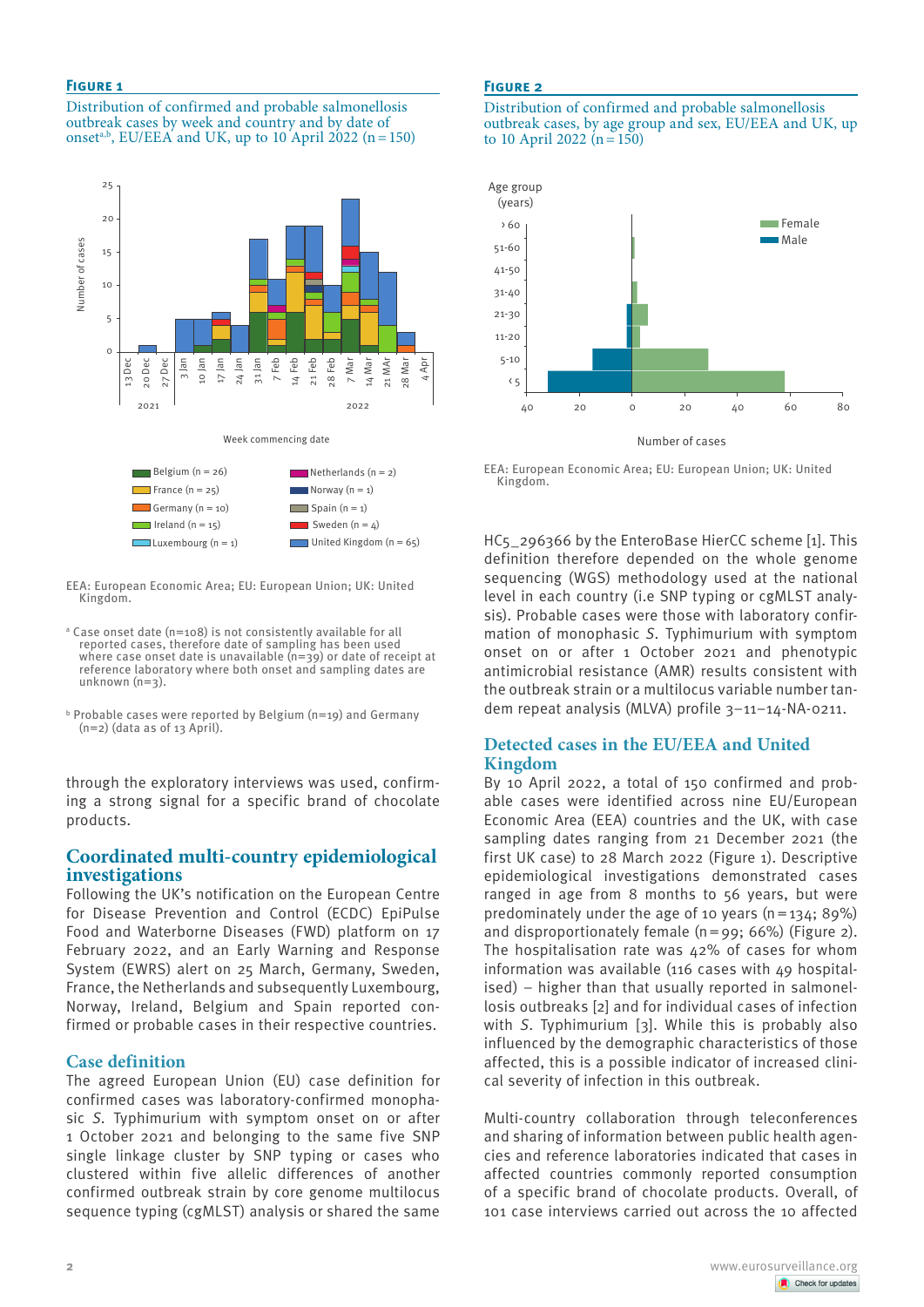**Figure 1**

Distribution of confirmed and probable salmonellosis outbreak cases by week and country and by date of onset[a,b], EU/EEA and UK, up to 10 April 2022 (n = 150)

Belgium (n = 26), France (n = 25), Germany (n = 10), Ireland (n = 15), Luxembourg (n = 1), Netherlands (n = 2), Norway (n = 1), Spain (n = 1), Sweden (n = 4), United Kingdom (n = 65)

EEA: European Economic Area; EU: European Union; UK: United Kingdom.

[a] Case onset date (n=108) is not consistently available for all reported cases, therefore date of sampling has been used where case onset date is unavailable (n=39) or date of receipt at reference laboratory where both onset and sampling dates are unknown (n=3).

[b] Probable cases were reported by Belgium (n=19) and Germany (n=2) (data as of 13 April).

**Figure 2**

Distribution of confirmed and probable salmonellosis outbreak cases, by age group and sex, EU/EEA and UK, up to 10 April 2022 (n = 150)

EEA: European Economic Area; EU: European Union; UK: United Kingdom.

through the exploratory interviews was used, confirming a strong signal for a specific brand of chocolate products.

## Coordinated multi-country epidemiological investigations

Following the UK's notification on the European Centre for Disease Prevention and Control (ECDC) EpiPulse Food and Waterborne Diseases (FWD) platform on 17 February 2022, and an Early Warning and Response System (EWRS) alert on 25 March, Germany, Sweden, France, the Netherlands and subsequently Luxembourg, Norway, Ireland, Belgium and Spain reported confirmed or probable cases in their respective countries.

## Case definition

The agreed European Union (EU) case definition for confirmed cases was laboratory-confirmed monophasic *S.* Typhimurium with symptom onset on or after 1 October 2021 and belonging to the same five SNP single linkage cluster by SNP typing or cases who clustered within five allelic differences of another confirmed outbreak strain by core genome multilocus sequence typing (cgMLST) analysis or shared the same HC5_296366 by the EnteroBase HierCC scheme [1]. This definition therefore depended on the whole genome sequencing (WGS) methodology used at the national level in each country (i.e SNP typing or cgMLST analysis). Probable cases were those with laboratory confirmation of monophasic *S.* Typhimurium with symptom onset on or after 1 October 2021 and phenotypic antimicrobial resistance (AMR) results consistent with the outbreak strain or a multilocus variable number tandem repeat analysis (MLVA) profile 3–11–14-NA-0211.

## Detected cases in the EU/EEA and United Kingdom

By 10 April 2022, a total of 150 confirmed and probable cases were identified across nine EU/European Economic Area (EEA) countries and the UK, with case sampling dates ranging from 21 December 2021 (the first UK case) to 28 March 2022 (Figure 1). Descriptive epidemiological investigations demonstrated cases ranged in age from 8 months to 56 years, but were predominately under the age of 10 years (n = 134; 89%) and disproportionately female (n = 99; 66%) (Figure 2). The hospitalisation rate was 42% of cases for whom information was available (116 cases with 49 hospitalised) – higher than that usually reported in salmonellosis outbreaks [2] and for individual cases of infection with *S.* Typhimurium [3]. While this is probably also influenced by the demographic characteristics of those affected, this is a possible indicator of increased clinical severity of infection in this outbreak.

Multi-country collaboration through teleconferences and sharing of information between public health agencies and reference laboratories indicated that cases in affected countries commonly reported consumption of a specific brand of chocolate products. Overall, of 101 case interviews carried out across the 10 affected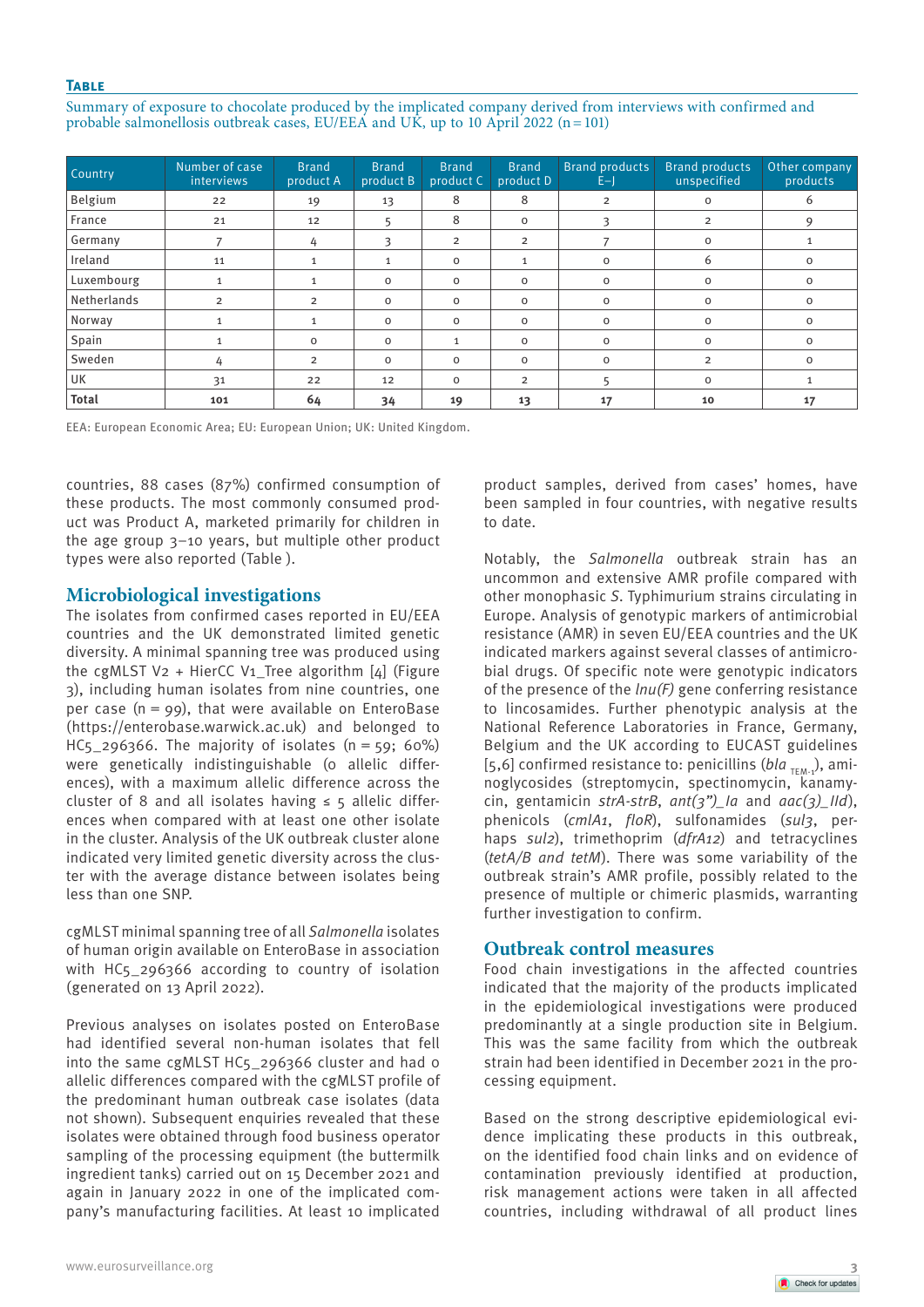**Table**

Summary of exposure to chocolate produced by the implicated company derived from interviews with confirmed and probable salmonellosis outbreak cases, EU/EEA and UK, up to 10 April 2022 (n = 101)

| Country | Number of case interviews | Brand product A | Brand product B | Brand product C | Brand product D | Brand products E–J | Brand products unspecified | Other company products |
|---|---|---|---|---|---|---|---|---|
| Belgium | 22 | 19 | 13 | 8 | 8 | 2 | 0 | 6 |
| France | 21 | 12 | 5 | 8 | 0 | 3 | 2 | 9 |
| Germany | 7 | 4 | 3 | 2 | 2 | 7 | 0 | 1 |
| Ireland | 11 | 1 | 1 | 0 | 1 | 0 | 6 | 0 |
| Luxembourg | 1 | 1 | 0 | 0 | 0 | 0 | 0 | 0 |
| Netherlands | 2 | 2 | 0 | 0 | 0 | 0 | 0 | 0 |
| Norway | 1 | 1 | 0 | 0 | 0 | 0 | 0 | 0 |
| Spain | 1 | 0 | 0 | 1 | 0 | 0 | 0 | 0 |
| Sweden | 4 | 2 | 0 | 0 | 0 | 0 | 2 | 0 |
| UK | 31 | 22 | 12 | 0 | 2 | 5 | 0 | 1 |
| **Total** | **101** | **64** | **34** | **19** | **13** | **17** | **10** | **17** |

EEA: European Economic Area; EU: European Union; UK: United Kingdom.

countries, 88 cases (87%) confirmed consumption of these products. The most commonly consumed product was Product A, marketed primarily for children in the age group 3–10 years, but multiple other product types were also reported (Table ).

## Microbiological investigations

The isolates from confirmed cases reported in EU/EEA countries and the UK demonstrated limited genetic diversity. A minimal spanning tree was produced using the cgMLST V2 + HierCC V1_Tree algorithm [4] (Figure 3), including human isolates from nine countries, one per case (n = 99), that were available on EnteroBase (https://enterobase.warwick.ac.uk) and belonged to HC5_296366. The majority of isolates (n = 59; 60%) were genetically indistinguishable (0 allelic differences), with a maximum allelic difference across the cluster of 8 and all isolates having ≤ 5 allelic differences when compared with at least one other isolate in the cluster. Analysis of the UK outbreak cluster alone indicated very limited genetic diversity across the cluster with the average distance between isolates being less than one SNP.

cgMLST minimal spanning tree of all *Salmonella* isolates of human origin available on EnteroBase in association with HC5_296366 according to country of isolation (generated on 13 April 2022).

Previous analyses on isolates posted on EnteroBase had identified several non-human isolates that fell into the same cgMLST HC5_296366 cluster and had 0 allelic differences compared with the cgMLST profile of the predominant human outbreak case isolates (data not shown). Subsequent enquiries revealed that these isolates were obtained through food business operator sampling of the processing equipment (the buttermilk ingredient tanks) carried out on 15 December 2021 and again in January 2022 in one of the implicated company's manufacturing facilities. At least 10 implicated product samples, derived from cases' homes, have been sampled in four countries, with negative results to date.

Notably, the *Salmonella* outbreak strain has an uncommon and extensive AMR profile compared with other monophasic *S*. Typhimurium strains circulating in Europe. Analysis of genotypic markers of antimicrobial resistance (AMR) in seven EU/EEA countries and the UK indicated markers against several classes of antimicrobial drugs. Of specific note were genotypic indicators of the presence of the *lnu(F)* gene conferring resistance to lincosamides. Further phenotypic analysis at the National Reference Laboratories in France, Germany, Belgium and the UK according to EUCAST guidelines [5,6] confirmed resistance to: penicillins (*bla* $_{TEM-1}$), aminoglycosides (streptomycin, spectinomycin, kanamycin, gentamicin *strA-strB*, *ant(3")_Ia* and *aac(3)_IId*), phenicols (*cmlA1*, *floR*), sulfonamides (*sul3*, perhaps *sul2*), trimethoprim (*dfrA12*) and tetracyclines (*tetA/B and tetM*). There was some variability of the outbreak strain's AMR profile, possibly related to the presence of multiple or chimeric plasmids, warranting further investigation to confirm.

## Outbreak control measures

Food chain investigations in the affected countries indicated that the majority of the products implicated in the epidemiological investigations were produced predominantly at a single production site in Belgium. This was the same facility from which the outbreak strain had been identified in December 2021 in the processing equipment.

Based on the strong descriptive epidemiological evidence implicating these products in this outbreak, on the identified food chain links and on evidence of contamination previously identified at production, risk management actions were taken in all affected countries, including withdrawal of all product lines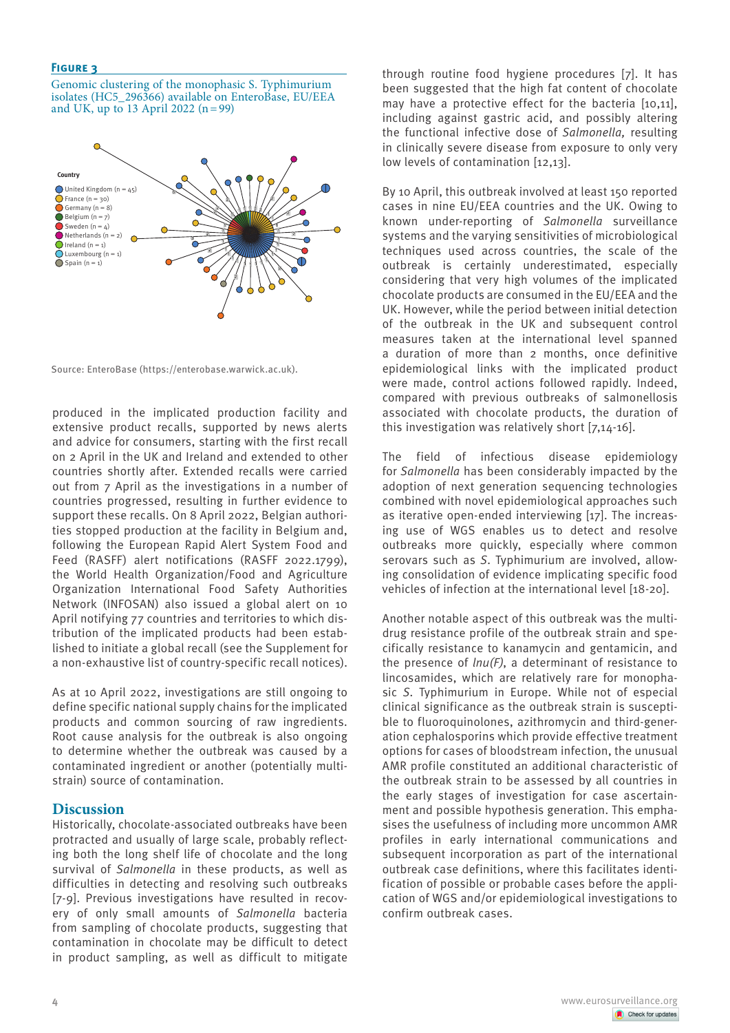**Figure 3**

Genomic clustering of the monophasic S. Typhimurium isolates (HC5_296366) available on EnteroBase, EU/EEA and UK, up to 13 April 2022 (n = 99)

Country
- United Kingdom (n = 45)
- France (n = 30)
- Germany (n = 8)
- Belgium (n = 7)
- Sweden (n = 4)
- Netherlands (n = 2)
- Ireland (n = 1)
- Luxembourg (n = 1)
- Spain (n = 1)

Source: EnteroBase (https://enterobase.warwick.ac.uk).

produced in the implicated production facility and extensive product recalls, supported by news alerts and advice for consumers, starting with the first recall on 2 April in the UK and Ireland and extended to other countries shortly after. Extended recalls were carried out from 7 April as the investigations in a number of countries progressed, resulting in further evidence to support these recalls. On 8 April 2022, Belgian authorities stopped production at the facility in Belgium and, following the European Rapid Alert System Food and Feed (RASFF) alert notifications (RASFF 2022.1799), the World Health Organization/Food and Agriculture Organization International Food Safety Authorities Network (INFOSAN) also issued a global alert on 10 April notifying 77 countries and territories to which distribution of the implicated products had been established to initiate a global recall (see the Supplement for a non-exhaustive list of country-specific recall notices).

As at 10 April 2022, investigations are still ongoing to define specific national supply chains for the implicated products and common sourcing of raw ingredients. Root cause analysis for the outbreak is also ongoing to determine whether the outbreak was caused by a contaminated ingredient or another (potentially multi-strain) source of contamination.

## Discussion

Historically, chocolate-associated outbreaks have been protracted and usually of large scale, probably reflecting both the long shelf life of chocolate and the long survival of *Salmonella* in these products, as well as difficulties in detecting and resolving such outbreaks [7-9]. Previous investigations have resulted in recovery of only small amounts of *Salmonella* bacteria from sampling of chocolate products, suggesting that contamination in chocolate may be difficult to detect in product sampling, as well as difficult to mitigate through routine food hygiene procedures [7]. It has been suggested that the high fat content of chocolate may have a protective effect for the bacteria [10,11], including against gastric acid, and possibly altering the functional infective dose of *Salmonella*, resulting in clinically severe disease from exposure to only very low levels of contamination [12,13].

By 10 April, this outbreak involved at least 150 reported cases in nine EU/EEA countries and the UK. Owing to known under-reporting of *Salmonella* surveillance systems and the varying sensitivities of microbiological techniques used across countries, the scale of the outbreak is certainly underestimated, especially considering that very high volumes of the implicated chocolate products are consumed in the EU/EEA and the UK. However, while the period between initial detection of the outbreak in the UK and subsequent control measures taken at the international level spanned a duration of more than 2 months, once definitive epidemiological links with the implicated product were made, control actions followed rapidly. Indeed, compared with previous outbreaks of salmonellosis associated with chocolate products, the duration of this investigation was relatively short [7,14-16].

The field of infectious disease epidemiology for *Salmonella* has been considerably impacted by the adoption of next generation sequencing technologies combined with novel epidemiological approaches such as iterative open-ended interviewing [17]. The increasing use of WGS enables us to detect and resolve outbreaks more quickly, especially where common serovars such as *S*. Typhimurium are involved, allowing consolidation of evidence implicating specific food vehicles of infection at the international level [18-20].

Another notable aspect of this outbreak was the multidrug resistance profile of the outbreak strain and specifically resistance to kanamycin and gentamicin, and the presence of *lnu(F)*, a determinant of resistance to lincosamides, which are relatively rare for monophasic *S*. Typhimurium in Europe. While not of especial clinical significance as the outbreak strain is susceptible to fluoroquinolones, azithromycin and third-generation cephalosporins which provide effective treatment options for cases of bloodstream infection, the unusual AMR profile constituted an additional characteristic of the outbreak strain to be assessed by all countries in the early stages of investigation for case ascertainment and possible hypothesis generation. This emphasises the usefulness of including more uncommon AMR profiles in early international communications and subsequent incorporation as part of the international outbreak case definitions, where this facilitates identification of possible or probable cases before the application of WGS and/or epidemiological investigations to confirm outbreak cases.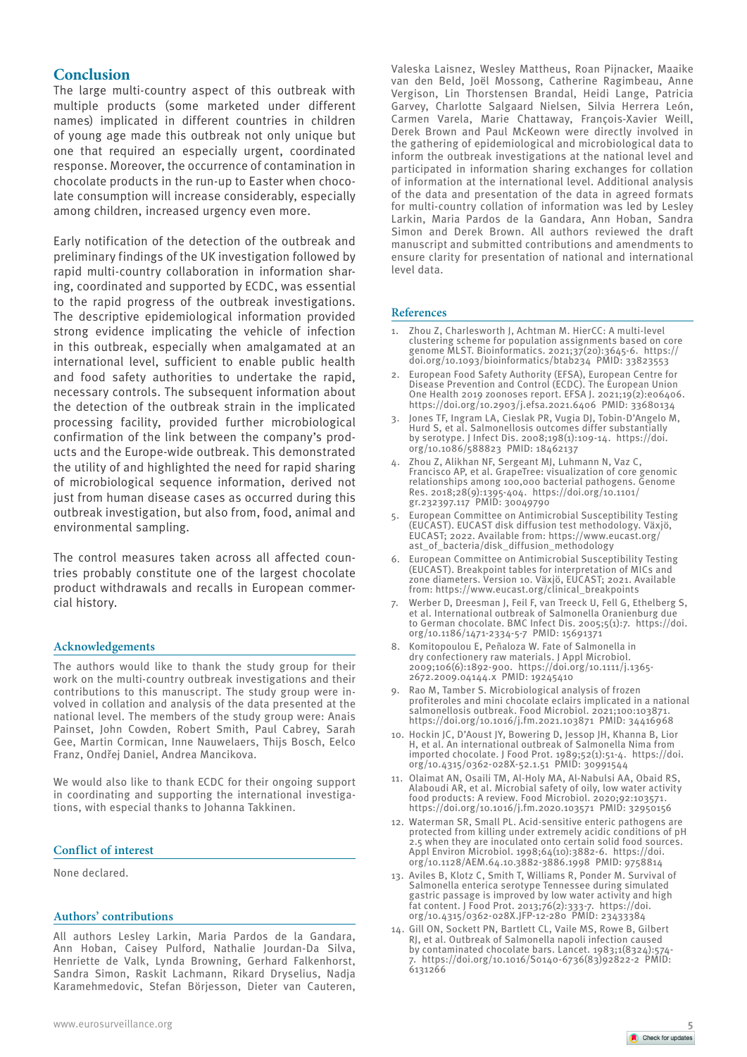## Conclusion

The large multi-country aspect of this outbreak with multiple products (some marketed under different names) implicated in different countries in children of young age made this outbreak not only unique but one that required an especially urgent, coordinated response. Moreover, the occurrence of contamination in chocolate products in the run-up to Easter when chocolate consumption will increase considerably, especially among children, increased urgency even more.

Early notification of the detection of the outbreak and preliminary findings of the UK investigation followed by rapid multi-country collaboration in information sharing, coordinated and supported by ECDC, was essential to the rapid progress of the outbreak investigations. The descriptive epidemiological information provided strong evidence implicating the vehicle of infection in this outbreak, especially when amalgamated at an international level, sufficient to enable public health and food safety authorities to undertake the rapid, necessary controls. The subsequent information about the detection of the outbreak strain in the implicated processing facility, provided further microbiological confirmation of the link between the company's products and the Europe-wide outbreak. This demonstrated the utility of and highlighted the need for rapid sharing of microbiological sequence information, derived not just from human disease cases as occurred during this outbreak investigation, but also from, food, animal and environmental sampling.

The control measures taken across all affected countries probably constitute one of the largest chocolate product withdrawals and recalls in European commercial history.

### Acknowledgements

The authors would like to thank the study group for their work on the multi-country outbreak investigations and their contributions to this manuscript. The study group were involved in collation and analysis of the data presented at the national level. The members of the study group were: Anais Painset, John Cowden, Robert Smith, Paul Cabrey, Sarah Gee, Martin Cormican, Inne Nauwelaers, Thijs Bosch, Eelco Franz, Ondřej Daniel, Andrea Mancikova.

We would also like to thank ECDC for their ongoing support in coordinating and supporting the international investigations, with especial thanks to Johanna Takkinen.

### Conflict of interest

None declared.

### Authors' contributions

All authors Lesley Larkin, Maria Pardos de la Gandara, Ann Hoban, Caisey Pulford, Nathalie Jourdan-Da Silva, Henriette de Valk, Lynda Browning, Gerhard Falkenhorst, Sandra Simon, Raskit Lachmann, Rikard Dryselius, Nadja Karamehmedovic, Stefan Börjesson, Dieter van Cauteren, Valeska Laisnez, Wesley Mattheus, Roan Pijnacker, Maaike van den Beld, Joël Mossong, Catherine Ragimbeau, Anne Vergison, Lin Thorstensen Brandal, Heidi Lange, Patricia Garvey, Charlotte Salgaard Nielsen, Silvia Herrera León, Carmen Varela, Marie Chattaway, François-Xavier Weill, Derek Brown and Paul McKeown were directly involved in the gathering of epidemiological and microbiological data to inform the outbreak investigations at the national level and participated in information sharing exchanges for collation of information at the international level. Additional analysis of the data and presentation of the data in agreed formats for multi-country collation of information was led by Lesley Larkin, Maria Pardos de la Gandara, Ann Hoban, Sandra Simon and Derek Brown. All authors reviewed the draft manuscript and submitted contributions and amendments to ensure clarity for presentation of national and international level data.

### References

1. Zhou Z, Charlesworth J, Achtman M. HierCC: A multi-level clustering scheme for population assignments based on core genome MLST. Bioinformatics. 2021;37(20):3645-6. https://doi.org/10.1093/bioinformatics/btab234 PMID: 33823553
2. European Food Safety Authority (EFSA), European Centre for Disease Prevention and Control (ECDC). The European Union One Health 2019 zoonoses report. EFSA J. 2021;19(2):e06406. https://doi.org/10.2903/j.efsa.2021.6406 PMID: 33680134
3. Jones TF, Ingram LA, Cieslak PR, Vugia DJ, Tobin-D'Angelo M, Hurd S, et al. Salmonellosis outcomes differ substantially by serotype. J Infect Dis. 2008;198(1):109-14. https://doi.org/10.1086/588823 PMID: 18462137
4. Zhou Z, Alikhan NF, Sergeant MJ, Luhmann N, Vaz C, Francisco AP, et al. GrapeTree: visualization of core genomic relationships among 100,000 bacterial pathogens. Genome Res. 2018;28(9):1395-404. https://doi.org/10.1101/gr.232397.117 PMID: 30049790
5. European Committee on Antimicrobial Susceptibility Testing (EUCAST). EUCAST disk diffusion test methodology. Växjö, EUCAST; 2022. Available from: https://www.eucast.org/ast_of_bacteria/disk_diffusion_methodology
6. European Committee on Antimicrobial Susceptibility Testing (EUCAST). Breakpoint tables for interpretation of MICs and zone diameters. Version 10. Växjö, EUCAST; 2021. Available from: https://www.eucast.org/clinical_breakpoints
7. Werber D, Dreesman J, Feil F, van Treeck U, Fell G, Ethelberg S, et al. International outbreak of Salmonella Oranienburg due to German chocolate. BMC Infect Dis. 2005;5(1):7. https://doi.org/10.1186/1471-2334-5-7 PMID: 15691371
8. Komitopoulou E, Peñaloza W. Fate of Salmonella in dry confectionery raw materials. J Appl Microbiol. 2009;106(6):1892-900. https://doi.org/10.1111/j.1365-2672.2009.04144.x PMID: 19245410
9. Rao M, Tamber S. Microbiological analysis of frozen profiteroles and mini chocolate eclairs implicated in a national salmonellosis outbreak. Food Microbiol. 2021;100:103871. https://doi.org/10.1016/j.fm.2021.103871 PMID: 34416968
10. Hockin JC, D'Aoust JY, Bowering D, Jessop JH, Khanna B, Lior H, et al. An international outbreak of Salmonella Nima from imported chocolate. J Food Prot. 1989;52(1):51-4. https://doi.org/10.4315/0362-028X-52.1.51 PMID: 30991544
11. Olaimat AN, Osaili TM, Al-Holy MA, Al-Nabulsi AA, Obaid RS, Alaboudi AR, et al. Microbial safety of oily, low water activity food products: A review. Food Microbiol. 2020;92:103571. https://doi.org/10.1016/j.fm.2020.103571 PMID: 32950156
12. Waterman SR, Small PL. Acid-sensitive enteric pathogens are protected from killing under extremely acidic conditions of pH 2.5 when they are inoculated onto certain solid food sources. Appl Environ Microbiol. 1998;64(10):3882-6. https://doi.org/10.1128/AEM.64.10.3882-3886.1998 PMID: 9758814
13. Aviles B, Klotz C, Smith T, Williams R, Ponder M. Survival of Salmonella enterica serotype Tennessee during simulated gastric passage is improved by low water activity and high fat content. J Food Prot. 2013;76(2):333-7. https://doi.org/10.4315/0362-028X.JFP-12-280 PMID: 23433384
14. Gill ON, Sockett PN, Bartlett CL, Vaile MS, Rowe B, Gilbert RJ, et al. Outbreak of Salmonella napoli infection caused by contaminated chocolate bars. Lancet. 1983;1(8324):574-7. https://doi.org/10.1016/S0140-6736(83)92822-2 PMID: 6131266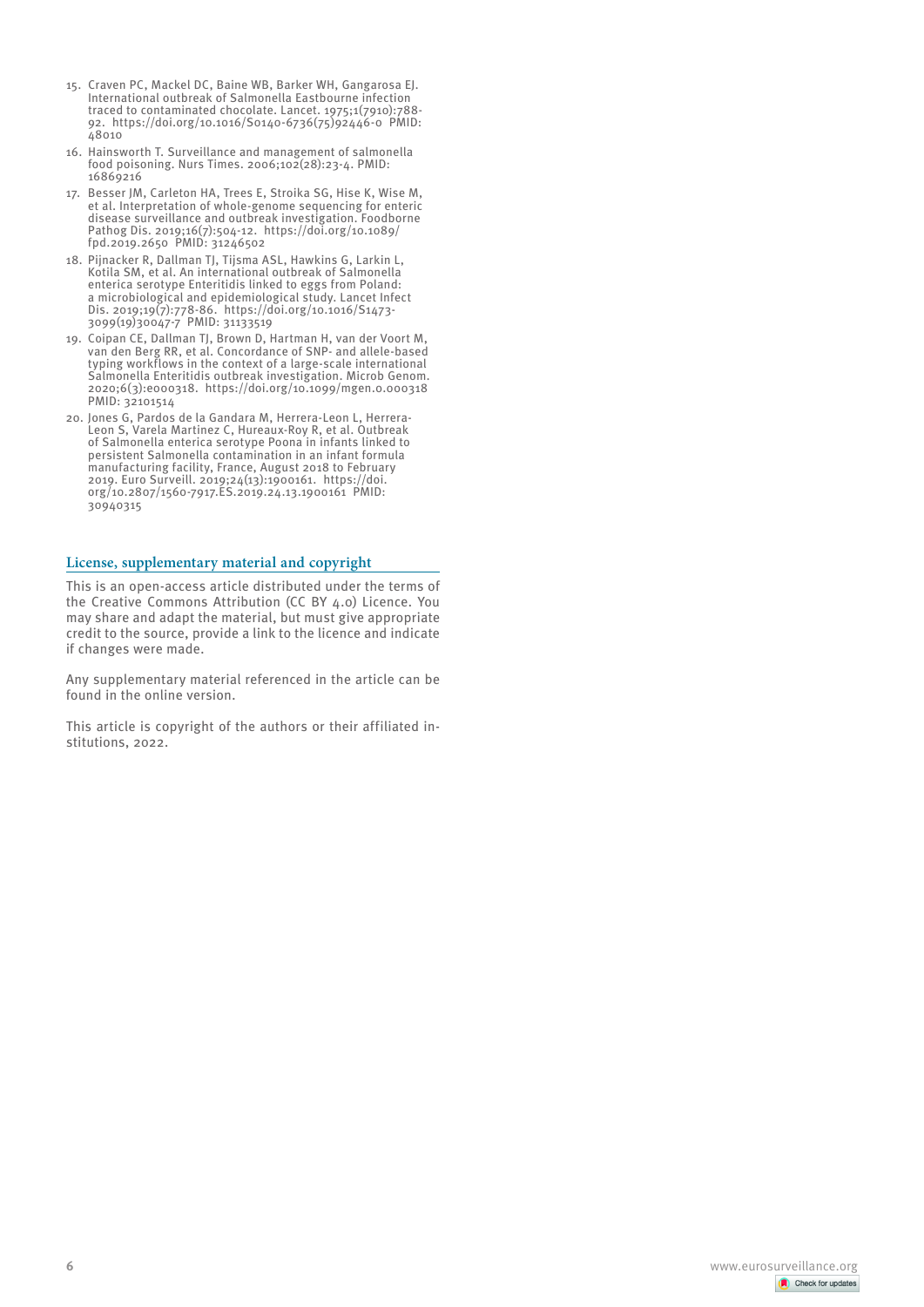15. Craven PC, Mackel DC, Baine WB, Barker WH, Gangarosa EJ. International outbreak of Salmonella Eastbourne infection traced to contaminated chocolate. Lancet. 1975;1(7910):788-92. https://doi.org/10.1016/S0140-6736(75)92446-0 PMID: 48010
16. Hainsworth T. Surveillance and management of salmonella food poisoning. Nurs Times. 2006;102(28):23-4. PMID: 16869216
17. Besser JM, Carleton HA, Trees E, Stroika SG, Hise K, Wise M, et al. Interpretation of whole-genome sequencing for enteric disease surveillance and outbreak investigation. Foodborne Pathog Dis. 2019;16(7):504-12. https://doi.org/10.1089/fpd.2019.2650 PMID: 31246502
18. Pijnacker R, Dallman TJ, Tijsma ASL, Hawkins G, Larkin L, Kotila SM, et al. An international outbreak of Salmonella enterica serotype Enteritidis linked to eggs from Poland: a microbiological and epidemiological study. Lancet Infect Dis. 2019;19(7):778-86. https://doi.org/10.1016/S1473-3099(19)30047-7 PMID: 31133519
19. Coipan CE, Dallman TJ, Brown D, Hartman H, van der Voort M, van den Berg RR, et al. Concordance of SNP- and allele-based typing workflows in the context of a large-scale international Salmonella Enteritidis outbreak investigation. Microb Genom. 2020;6(3):e000318. https://doi.org/10.1099/mgen.0.000318 PMID: 32101514
20. Jones G, Pardos de la Gandara M, Herrera-Leon L, Herrera-Leon S, Varela Martinez C, Hureaux-Roy R, et al. Outbreak of Salmonella enterica serotype Poona in infants linked to persistent Salmonella contamination in an infant formula manufacturing facility, France, August 2018 to February 2019. Euro Surveill. 2019;24(13):1900161. https://doi.org/10.2807/1560-7917.ES.2019.24.13.1900161 PMID: 30940315

## License, supplementary material and copyright

This is an open-access article distributed under the terms of the Creative Commons Attribution (CC BY 4.0) Licence. You may share and adapt the material, but must give appropriate credit to the source, provide a link to the licence and indicate if changes were made.

Any supplementary material referenced in the article can be found in the online version.

This article is copyright of the authors or their affiliated institutions, 2022.